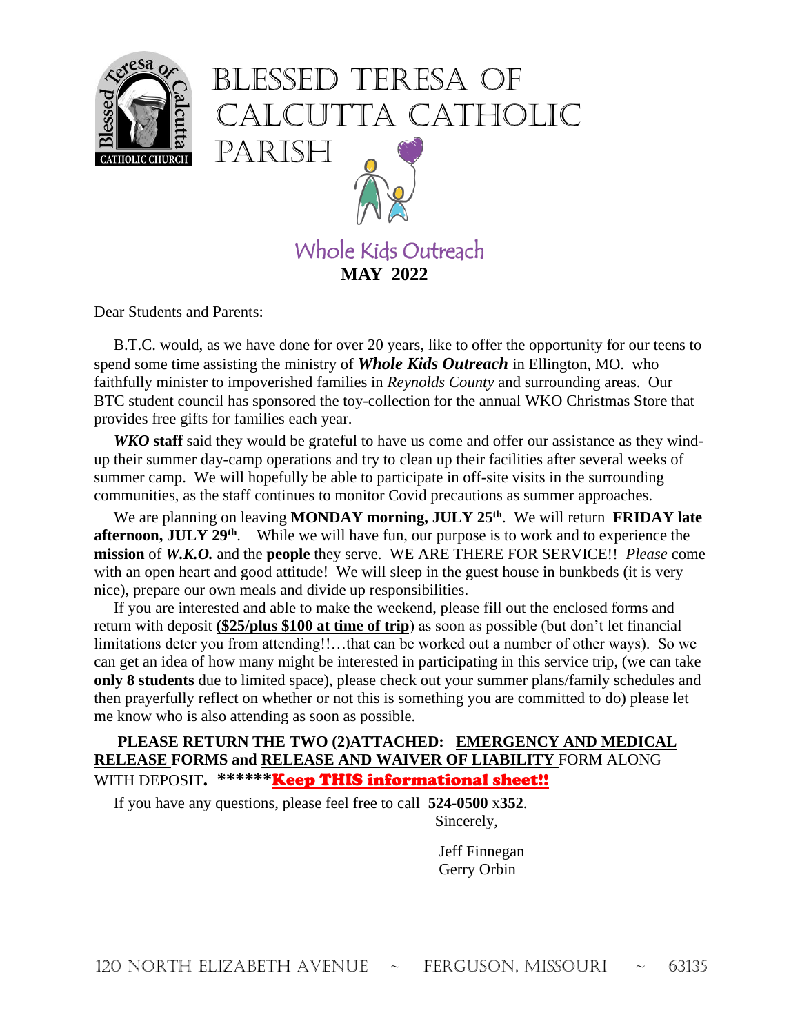# BLESSED TERESA OF CALCUTTA CATHOLIC PARISH

## Whole Kids Outreach
**MAY 2022**

Dear Students and Parents:

B.T.C. would, as we have done for over 20 years, like to offer the opportunity for our teens to spend some time assisting the ministry of ***Whole Kids Outreach*** in Ellington, MO. who faithfully minister to impoverished families in *Reynolds County* and surrounding areas. Our BTC student council has sponsored the toy-collection for the annual WKO Christmas Store that provides free gifts for families each year.

***WKO* staff** said they would be grateful to have us come and offer our assistance as they wind-up their summer day-camp operations and try to clean up their facilities after several weeks of summer camp. We will hopefully be able to participate in off-site visits in the surrounding communities, as the staff continues to monitor Covid precautions as summer approaches.

We are planning on leaving **MONDAY morning, JULY 25th**. We will return **FRIDAY late afternoon, JULY 29th**. While we will have fun, our purpose is to work and to experience the **mission** of ***W.K.O.*** and the **people** they serve. WE ARE THERE FOR SERVICE!! *Please* come with an open heart and good attitude! We will sleep in the guest house in bunkbeds (it is very nice), prepare our own meals and divide up responsibilities.

If you are interested and able to make the weekend, please fill out the enclosed forms and return with deposit **(<u>$25/plus $100 at time of trip</u>)** as soon as possible (but don't let financial limitations deter you from attending!!…that can be worked out a number of other ways). So we can get an idea of how many might be interested in participating in this service trip, (we can take **only 8 students** due to limited space), please check out your summer plans/family schedules and then prayerfully reflect on whether or not this is something you are committed to do) please let me know who is also attending as soon as possible.

**PLEASE RETURN THE TWO (2)ATTACHED: <u>EMERGENCY AND MEDICAL RELEASE</u> FORMS and <u>RELEASE AND WAIVER OF LIABILITY</u>** FORM ALONG WITH DEPOSIT**.** **\*\*\*\*\*\*<u>Keep THIS informational sheet!!</u>**

If you have any questions, please feel free to call **524-0500** x**352**.

Sincerely,

Jeff Finnegan
Gerry Orbin

120 NORTH ELIZABETH AVENUE ~ FERGUSON, MISSOURI ~ 63135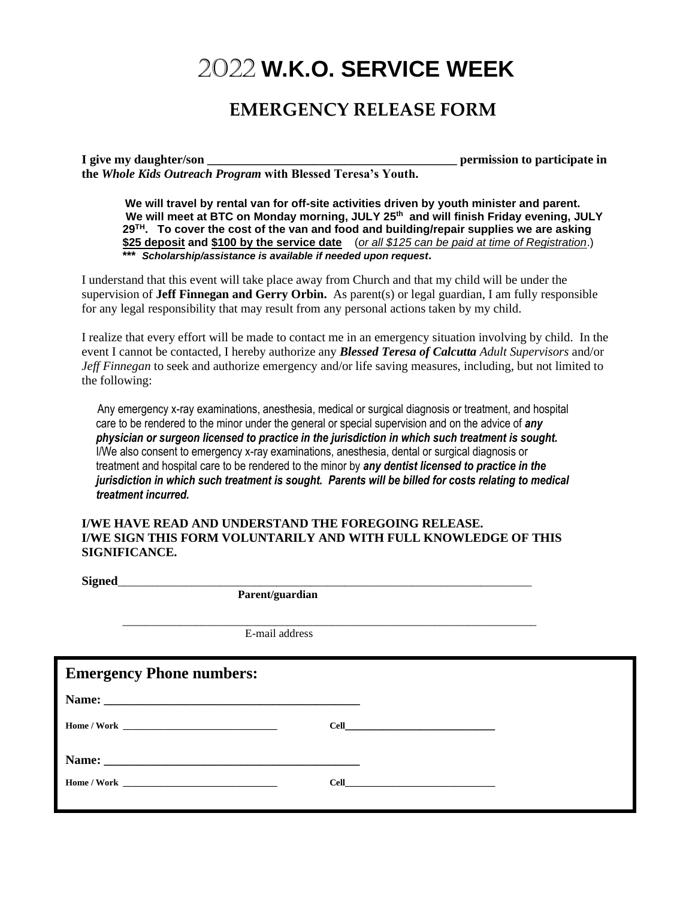# 2022 W.K.O. SERVICE WEEK

## EMERGENCY RELEASE FORM

**I give my daughter/son _________________________________________ permission to participate in the *Whole Kids Outreach Program* with Blessed Teresa's Youth.**

> **We will travel by rental van for off-site activities driven by youth minister and parent. We will meet at BTC on Monday morning, JULY 25th and will finish Friday evening, JULY 29TH. To cover the cost of the van and food and building/repair supplies we are asking <u>$25 deposit</u> and <u>$100 by the service date</u>** (<u>*or all $125 can be paid at time of Registration*</u>.)
> ***\*\*\* Scholarship/assistance is available if needed upon request*.**

I understand that this event will take place away from Church and that my child will be under the supervision of **Jeff Finnegan and Gerry Orbin.** As parent(s) or legal guardian, I am fully responsible for any legal responsibility that may result from any personal actions taken by my child.

I realize that every effort will be made to contact me in an emergency situation involving by child. In the event I cannot be contacted, I hereby authorize any ***Blessed Teresa of Calcutta*** *Adult Supervisors* and/or *Jeff Finnegan* to seek and authorize emergency and/or life saving measures, including, but not limited to the following:

> Any emergency x-ray examinations, anesthesia, medical or surgical diagnosis or treatment, and hospital care to be rendered to the minor under the general or special supervision and on the advice of ***any physician or surgeon licensed to practice in the jurisdiction in which such treatment is sought.*** I/We also consent to emergency x-ray examinations, anesthesia, dental or surgical diagnosis or treatment and hospital care to be rendered to the minor by ***any dentist licensed to practice in the jurisdiction in which such treatment is sought. Parents will be billed for costs relating to medical treatment incurred.***

**I/WE HAVE READ AND UNDERSTAND THE FOREGOING RELEASE.**
**I/WE SIGN THIS FORM VOLUNTARILY AND WITH FULL KNOWLEDGE OF THIS SIGNIFICANCE.**

**Signed**_______________________________________________________________________
**Parent/guardian**

_______________________________________________________________________
E-mail address

## Emergency Phone numbers:

**Name:** __________________________________________

**Home / Work** ________________________________ **Cell**______________________________

**Name:** __________________________________________

**Home / Work** ________________________________ **Cell**______________________________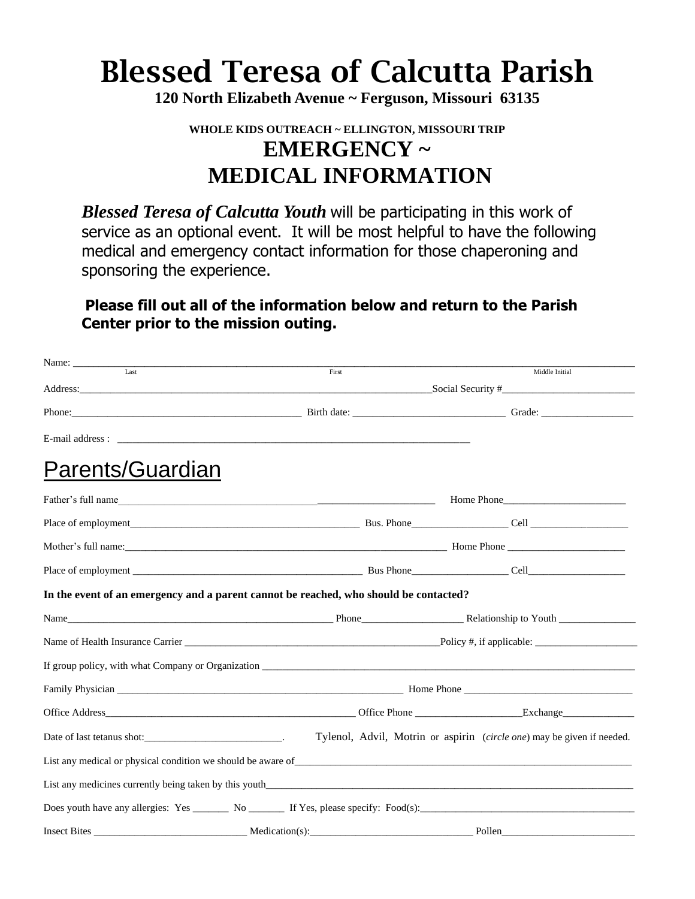# Blessed Teresa of Calcutta Parish

**120 North Elizabeth Avenue ~ Ferguson, Missouri 63135**

**WHOLE KIDS OUTREACH ~ ELLINGTON, MISSOURI TRIP**

## EMERGENCY ~ MEDICAL INFORMATION

***Blessed Teresa of Calcutta Youth*** will be participating in this work of service as an optional event. It will be most helpful to have the following medical and emergency contact information for those chaperoning and sponsoring the experience.

**Please fill out all of the information below and return to the Parish Center prior to the mission outing.**

Name: ______________________________________________________________________
Last First Middle Initial

Address:_______________________________________________________Social Security #____________________

Phone:_________________________________ Birth date: ______________________ Grade: ______________

E-mail address : _______________________________________________________

## Parents/Guardian

Father's full name_________________________________________________ Home Phone___________________

Place of employment____________________________________ Bus. Phone______________ Cell ______________

Mother's full name:____________________________________________________ Home Phone _________________

Place of employment ____________________________________ Bus Phone______________ Cell______________

**In the event of an emergency and a parent cannot be reached, who should be contacted?**

Name_________________________________________ Phone_______________ Relationship to Youth ___________

Name of Health Insurance Carrier ______________________________________Policy #, if applicable: _______________

If group policy, with what Company or Organization ___________________________________________________________

Family Physician ______________________________________________ Home Phone _________________________

Office Address______________________________________ Office Phone ________________Exchange___________

Date of last tetanus shot:_____________________. Tylenol, Advil, Motrin or aspirin (*circle one*) may be given if needed.

List any medical or physical condition we should be aware of________________________________________________

List any medicines currently being taken by this youth_______________________________________________________

Does youth have any allergies: Yes _______ No _______ If Yes, please specify: Food(s):_________________________

Insect Bites _______________________ Medication(s):_________________________ Pollen____________________